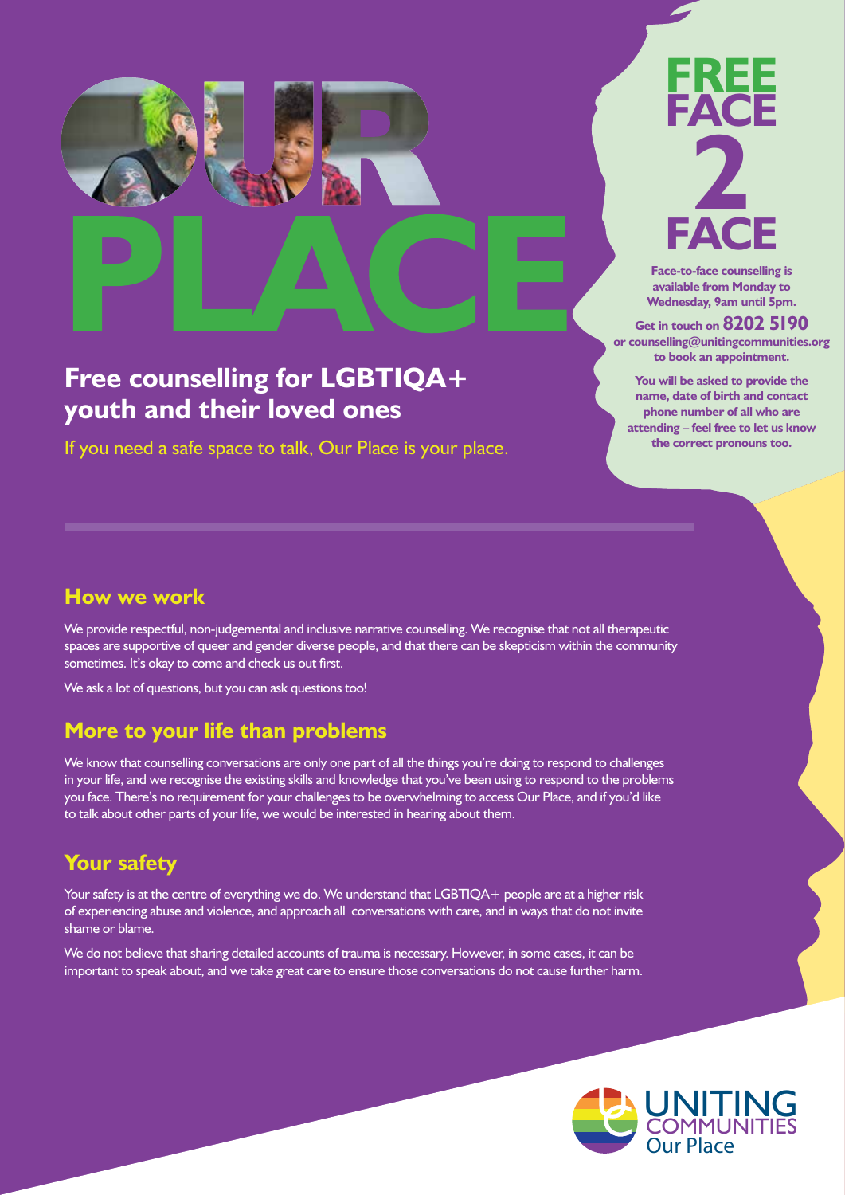# OUR PLACE

## Free counselling for LGBTIQA+ youth and their loved ones

If you need a safe space to talk, Our Place is your place.

## FREE FACE 2 FACE

**Face-to-face counselling is available from Monday to Wednesday, 9am until 5pm.**

**Get in touch on 8202 5190 or counselling@unitingcommunities.org to book an appointment.**

**You will be asked to provide the name, date of birth and contact phone number of all who are attending – feel free to let us know the correct pronouns too.**

## How we work

We provide respectful, non-judgemental and inclusive narrative counselling. We recognise that not all therapeutic spaces are supportive of queer and gender diverse people, and that there can be skepticism within the community sometimes. It's okay to come and check us out first.

We ask a lot of questions, but you can ask questions too!

## More to your life than problems

We know that counselling conversations are only one part of all the things you're doing to respond to challenges in your life, and we recognise the existing skills and knowledge that you've been using to respond to the problems you face. There's no requirement for your challenges to be overwhelming to access Our Place, and if you'd like to talk about other parts of your life, we would be interested in hearing about them.

## Your safety

Your safety is at the centre of everything we do. We understand that LGBTIQA+ people are at a higher risk of experiencing abuse and violence, and approach all conversations with care, and in ways that do not invite shame or blame.

We do not believe that sharing detailed accounts of trauma is necessary. However, in some cases, it can be important to speak about, and we take great care to ensure those conversations do not cause further harm.

UNITING COMMUNITIES Our Place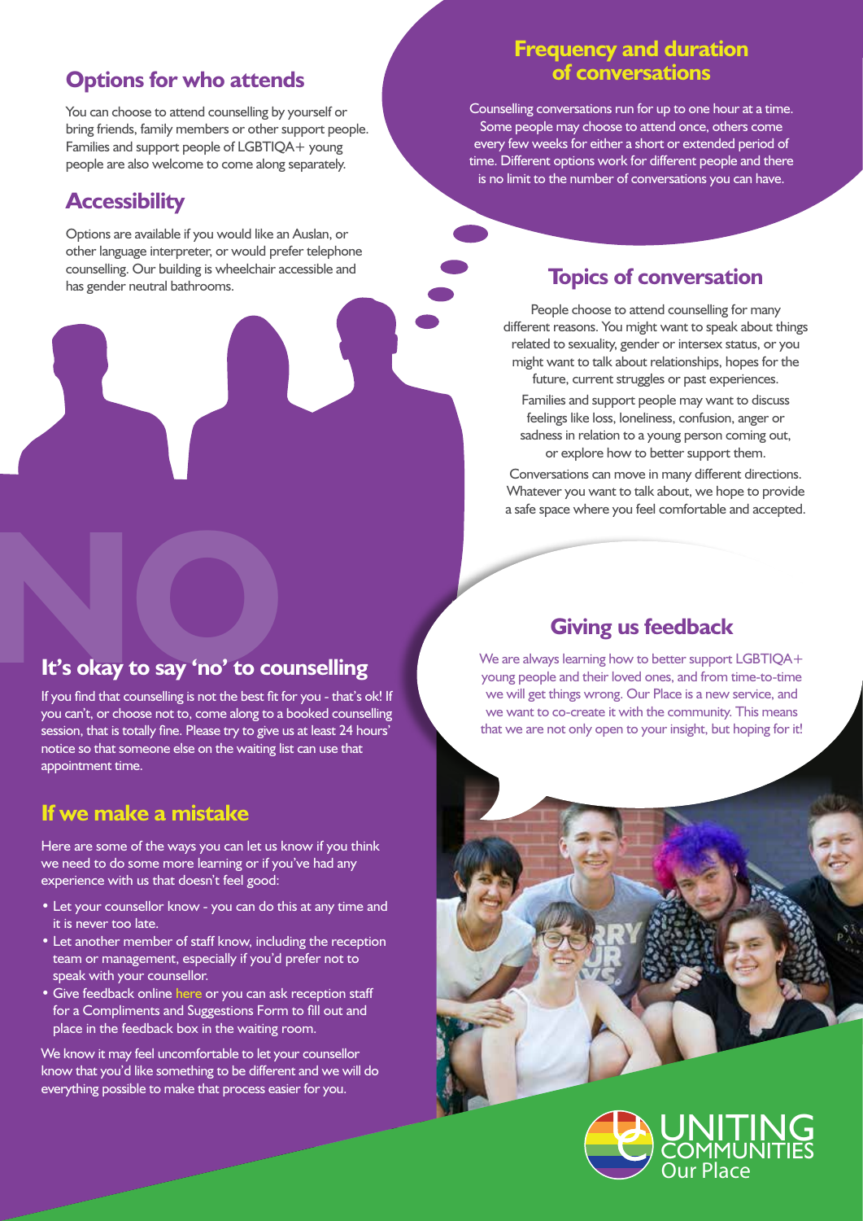## Options for who attends

You can choose to attend counselling by yourself or bring friends, family members or other support people. Families and support people of LGBTIQA+ young people are also welcome to come along separately.

## Accessibility

Options are available if you would like an Auslan, or other language interpreter, or would prefer telephone counselling. Our building is wheelchair accessible and has gender neutral bathrooms.

## Frequency and duration of conversations

Counselling conversations run for up to one hour at a time. Some people may choose to attend once, others come every few weeks for either a short or extended period of time. Different options work for different people and there is no limit to the number of conversations you can have.

## Topics of conversation

People choose to attend counselling for many different reasons. You might want to speak about things related to sexuality, gender or intersex status, or you might want to talk about relationships, hopes for the future, current struggles or past experiences.

Families and support people may want to discuss feelings like loss, loneliness, confusion, anger or sadness in relation to a young person coming out, or explore how to better support them.

Conversations can move in many different directions. Whatever you want to talk about, we hope to provide a safe space where you feel comfortable and accepted.

## It's okay to say 'no' to counselling

If you find that counselling is not the best fit for you - that's ok! If you can't, or choose not to, come along to a booked counselling session, that is totally fine. Please try to give us at least 24 hours' notice so that someone else on the waiting list can use that appointment time.

## Giving us feedback

We are always learning how to better support LGBTIQA+ young people and their loved ones, and from time-to-time we will get things wrong. Our Place is a new service, and we want to co-create it with the community. This means that we are not only open to your insight, but hoping for it!

## If we make a mistake

Here are some of the ways you can let us know if you think we need to do some more learning or if you've had any experience with us that doesn't feel good:

- Let your counsellor know - you can do this at any time and it is never too late.
- Let another member of staff know, including the reception team or management, especially if you'd prefer not to speak with your counsellor.
- Give feedback online here or you can ask reception staff for a Compliments and Suggestions Form to fill out and place in the feedback box in the waiting room.

We know it may feel uncomfortable to let your counsellor know that you'd like something to be different and we will do everything possible to make that process easier for you.

UNITING COMMUNITIES
Our Place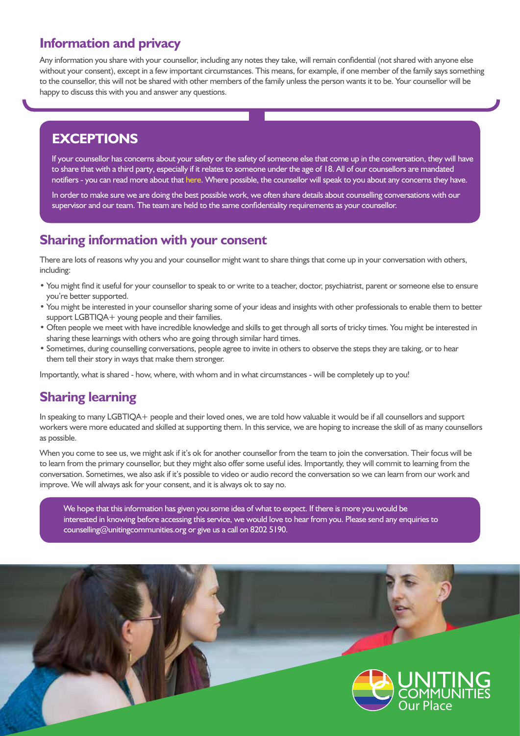## Information and privacy

Any information you share with your counsellor, including any notes they take, will remain confidential (not shared with anyone else without your consent), except in a few important circumstances. This means, for example, if one member of the family says something to the counsellor, this will not be shared with other members of the family unless the person wants it to be. Your counsellor will be happy to discuss this with you and answer any questions.

## EXCEPTIONS

If your counsellor has concerns about your safety or the safety of someone else that come up in the conversation, they will have to share that with a third party, especially if it relates to someone under the age of 18. All of our counsellors are mandated notifiers - you can read more about that here. Where possible, the counsellor will speak to you about any concerns they have.

In order to make sure we are doing the best possible work, we often share details about counselling conversations with our supervisor and our team. The team are held to the same confidentiality requirements as your counsellor.

## Sharing information with your consent

There are lots of reasons why you and your counsellor might want to share things that come up in your conversation with others, including:

- You might find it useful for your counsellor to speak to or write to a teacher, doctor, psychiatrist, parent or someone else to ensure you're better supported.
- You might be interested in your counsellor sharing some of your ideas and insights with other professionals to enable them to better support LGBTIQA+ young people and their families.
- Often people we meet with have incredible knowledge and skills to get through all sorts of tricky times. You might be interested in sharing these learnings with others who are going through similar hard times.
- Sometimes, during counselling conversations, people agree to invite in others to observe the steps they are taking, or to hear them tell their story in ways that make them stronger.

Importantly, what is shared - how, where, with whom and in what circumstances - will be completely up to you!

## Sharing learning

In speaking to many LGBTIQA+ people and their loved ones, we are told how valuable it would be if all counsellors and support workers were more educated and skilled at supporting them. In this service, we are hoping to increase the skill of as many counsellors as possible.

When you come to see us, we might ask if it's ok for another counsellor from the team to join the conversation. Their focus will be to learn from the primary counsellor, but they might also offer some useful ides. Importantly, they will commit to learning from the conversation. Sometimes, we also ask if it's possible to video or audio record the conversation so we can learn from our work and improve. We will always ask for your consent, and it is always ok to say no.

We hope that this information has given you some idea of what to expect. If there is more you would be interested in knowing before accessing this service, we would love to hear from you. Please send any enquiries to counselling@unitingcommunities.org or give us a call on 8202 5190.

UNITING COMMUNITIES Our Place